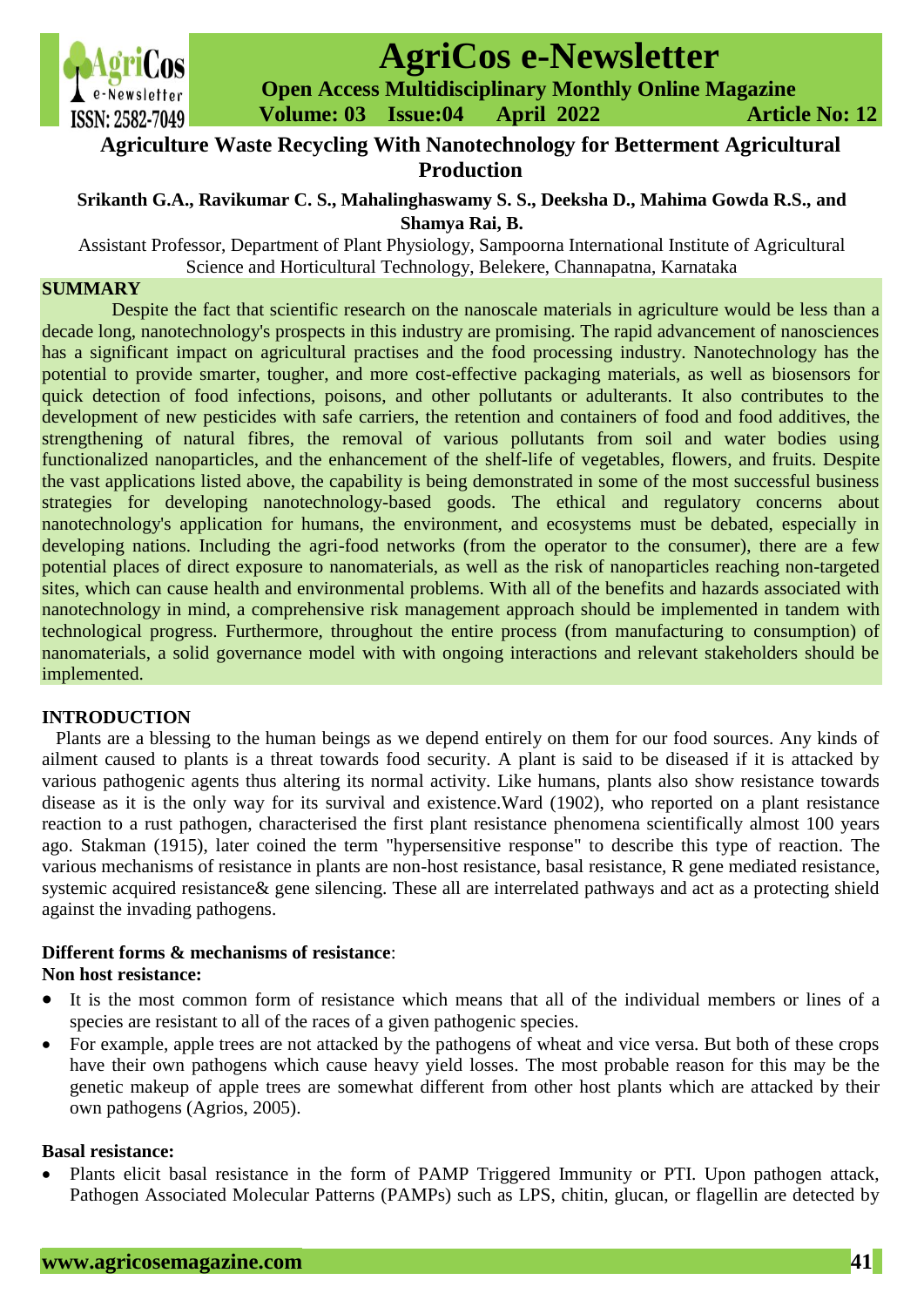# Agriculture Waste Recycling With Nanotechnology for Betterment Agricultural Production

**Srikanth G.A., Ravikumar C. S., Mahalinghaswamy S. S., Deeksha D., Mahima Gowda R.S., and Shamya Rai, B.**

Assistant Professor, Department of Plant Physiology, Sampoorna International Institute of Agricultural Science and Horticultural Technology, Belekere, Channapatna, Karnataka

## SUMMARY

Despite the fact that scientific research on the nanoscale materials in agriculture would be less than a decade long, nanotechnology's prospects in this industry are promising. The rapid advancement of nanosciences has a significant impact on agricultural practises and the food processing industry. Nanotechnology has the potential to provide smarter, tougher, and more cost-effective packaging materials, as well as biosensors for quick detection of food infections, poisons, and other pollutants or adulterants. It also contributes to the development of new pesticides with safe carriers, the retention and containers of food and food additives, the strengthening of natural fibres, the removal of various pollutants from soil and water bodies using functionalized nanoparticles, and the enhancement of the shelf-life of vegetables, flowers, and fruits. Despite the vast applications listed above, the capability is being demonstrated in some of the most successful business strategies for developing nanotechnology-based goods. The ethical and regulatory concerns about nanotechnology's application for humans, the environment, and ecosystems must be debated, especially in developing nations. Including the agri-food networks (from the operator to the consumer), there are a few potential places of direct exposure to nanomaterials, as well as the risk of nanoparticles reaching non-targeted sites, which can cause health and environmental problems. With all of the benefits and hazards associated with nanotechnology in mind, a comprehensive risk management approach should be implemented in tandem with technological progress. Furthermore, throughout the entire process (from manufacturing to consumption) of nanomaterials, a solid governance model with with ongoing interactions and relevant stakeholders should be implemented.

## INTRODUCTION

Plants are a blessing to the human beings as we depend entirely on them for our food sources. Any kinds of ailment caused to plants is a threat towards food security. A plant is said to be diseased if it is attacked by various pathogenic agents thus altering its normal activity. Like humans, plants also show resistance towards disease as it is the only way for its survival and existence.Ward (1902), who reported on a plant resistance reaction to a rust pathogen, characterised the first plant resistance phenomena scientifically almost 100 years ago. Stakman (1915), later coined the term "hypersensitive response" to describe this type of reaction. The various mechanisms of resistance in plants are non-host resistance, basal resistance, R gene mediated resistance, systemic acquired resistance& gene silencing. These all are interrelated pathways and act as a protecting shield against the invading pathogens.

**Different forms & mechanisms of resistance**:

**Non host resistance:**

- It is the most common form of resistance which means that all of the individual members or lines of a species are resistant to all of the races of a given pathogenic species.
- For example, apple trees are not attacked by the pathogens of wheat and vice versa. But both of these crops have their own pathogens which cause heavy yield losses. The most probable reason for this may be the genetic makeup of apple trees are somewhat different from other host plants which are attacked by their own pathogens (Agrios, 2005).

**Basal resistance:**

- Plants elicit basal resistance in the form of PAMP Triggered Immunity or PTI. Upon pathogen attack, Pathogen Associated Molecular Patterns (PAMPs) such as LPS, chitin, glucan, or flagellin are detected by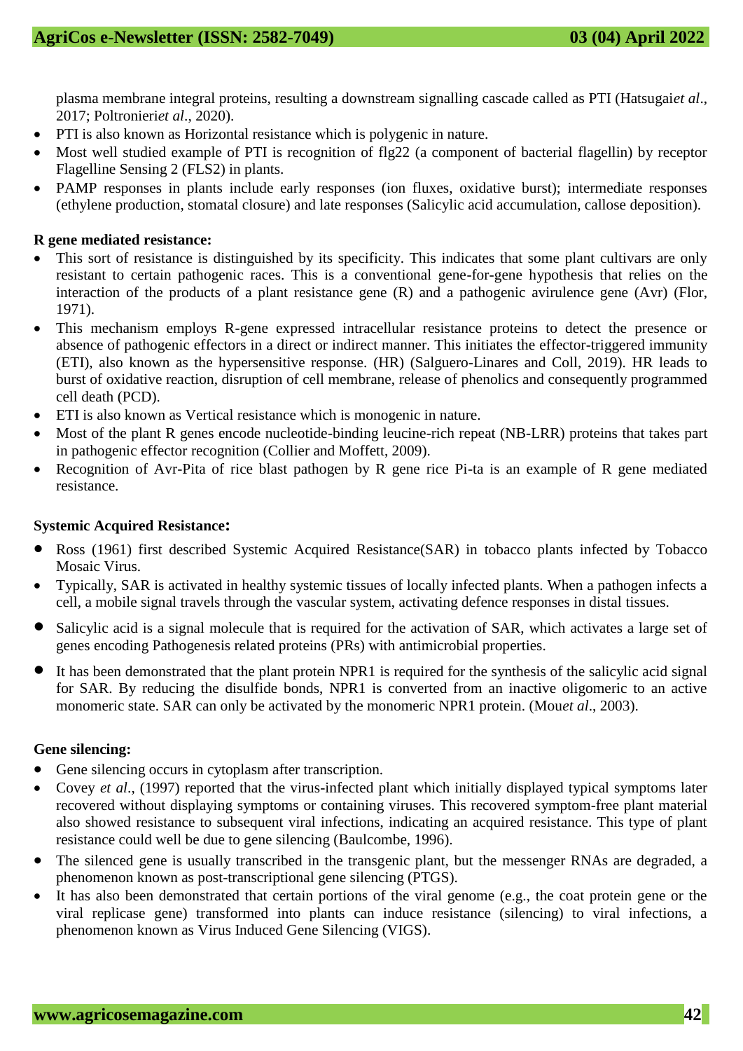plasma membrane integral proteins, resulting a downstream signalling cascade called as PTI (Hatsugai*et al*., 2017; Poltronieri*et al*., 2020).

- PTI is also known as Horizontal resistance which is polygenic in nature.
- Most well studied example of PTI is recognition of flg22 (a component of bacterial flagellin) by receptor Flagelline Sensing 2 (FLS2) in plants.
- PAMP responses in plants include early responses (ion fluxes, oxidative burst); intermediate responses (ethylene production, stomatal closure) and late responses (Salicylic acid accumulation, callose deposition).

**R gene mediated resistance:**

- This sort of resistance is distinguished by its specificity. This indicates that some plant cultivars are only resistant to certain pathogenic races. This is a conventional gene-for-gene hypothesis that relies on the interaction of the products of a plant resistance gene (R) and a pathogenic avirulence gene (Avr) (Flor, 1971).
- This mechanism employs R-gene expressed intracellular resistance proteins to detect the presence or absence of pathogenic effectors in a direct or indirect manner. This initiates the effector-triggered immunity (ETI), also known as the hypersensitive response. (HR) (Salguero-Linares and Coll, 2019). HR leads to burst of oxidative reaction, disruption of cell membrane, release of phenolics and consequently programmed cell death (PCD).
- ETI is also known as Vertical resistance which is monogenic in nature.
- Most of the plant R genes encode nucleotide-binding leucine-rich repeat (NB-LRR) proteins that takes part in pathogenic effector recognition (Collier and Moffett, 2009).
- Recognition of Avr-Pita of rice blast pathogen by R gene rice Pi-ta is an example of R gene mediated resistance.

**Systemic Acquired Resistance:**

- Ross (1961) first described Systemic Acquired Resistance(SAR) in tobacco plants infected by Tobacco Mosaic Virus.
- Typically, SAR is activated in healthy systemic tissues of locally infected plants. When a pathogen infects a cell, a mobile signal travels through the vascular system, activating defence responses in distal tissues.
- Salicylic acid is a signal molecule that is required for the activation of SAR, which activates a large set of genes encoding Pathogenesis related proteins (PRs) with antimicrobial properties.
- It has been demonstrated that the plant protein NPR1 is required for the synthesis of the salicylic acid signal for SAR. By reducing the disulfide bonds, NPR1 is converted from an inactive oligomeric to an active monomeric state. SAR can only be activated by the monomeric NPR1 protein. (Mou*et al*., 2003).

**Gene silencing:**

- Gene silencing occurs in cytoplasm after transcription.
- Covey *et al*., (1997) reported that the virus-infected plant which initially displayed typical symptoms later recovered without displaying symptoms or containing viruses. This recovered symptom-free plant material also showed resistance to subsequent viral infections, indicating an acquired resistance. This type of plant resistance could well be due to gene silencing (Baulcombe, 1996).
- The silenced gene is usually transcribed in the transgenic plant, but the messenger RNAs are degraded, a phenomenon known as post-transcriptional gene silencing (PTGS).
- It has also been demonstrated that certain portions of the viral genome (e.g., the coat protein gene or the viral replicase gene) transformed into plants can induce resistance (silencing) to viral infections, a phenomenon known as Virus Induced Gene Silencing (VIGS).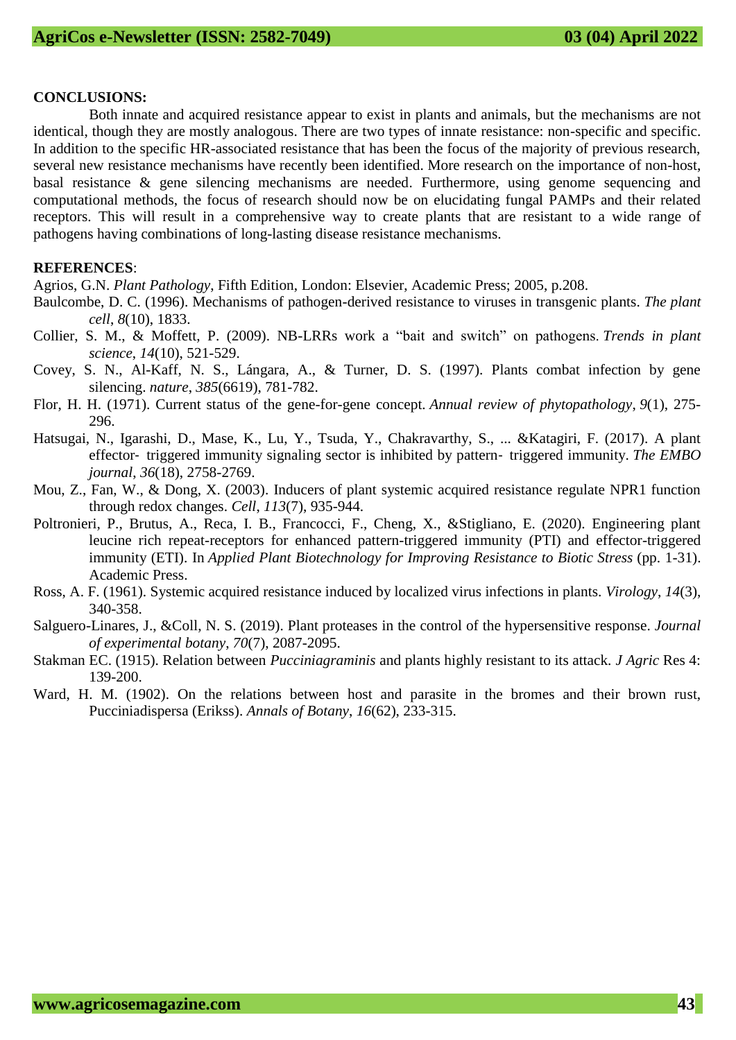**CONCLUSIONS:**

Both innate and acquired resistance appear to exist in plants and animals, but the mechanisms are not identical, though they are mostly analogous. There are two types of innate resistance: non-specific and specific. In addition to the specific HR-associated resistance that has been the focus of the majority of previous research, several new resistance mechanisms have recently been identified. More research on the importance of non-host, basal resistance & gene silencing mechanisms are needed. Furthermore, using genome sequencing and computational methods, the focus of research should now be on elucidating fungal PAMPs and their related receptors. This will result in a comprehensive way to create plants that are resistant to a wide range of pathogens having combinations of long-lasting disease resistance mechanisms.

**REFERENCES**:

Agrios, G.N. *Plant Pathology*, Fifth Edition, London: Elsevier, Academic Press; 2005, p.208.

Baulcombe, D. C. (1996). Mechanisms of pathogen-derived resistance to viruses in transgenic plants. *The plant cell*, *8*(10), 1833.

Collier, S. M., & Moffett, P. (2009). NB-LRRs work a "bait and switch" on pathogens. *Trends in plant science*, *14*(10), 521-529.

Covey, S. N., Al-Kaff, N. S., Lángara, A., & Turner, D. S. (1997). Plants combat infection by gene silencing. *nature*, *385*(6619), 781-782.

Flor, H. H. (1971). Current status of the gene-for-gene concept. *Annual review of phytopathology*, *9*(1), 275-296.

Hatsugai, N., Igarashi, D., Mase, K., Lu, Y., Tsuda, Y., Chakravarthy, S., ... &Katagiri, F. (2017). A plant effector‐ triggered immunity signaling sector is inhibited by pattern‐ triggered immunity. *The EMBO journal*, *36*(18), 2758-2769.

Mou, Z., Fan, W., & Dong, X. (2003). Inducers of plant systemic acquired resistance regulate NPR1 function through redox changes. *Cell*, *113*(7), 935-944.

Poltronieri, P., Brutus, A., Reca, I. B., Francocci, F., Cheng, X., &Stigliano, E. (2020). Engineering plant leucine rich repeat-receptors for enhanced pattern-triggered immunity (PTI) and effector-triggered immunity (ETI). In *Applied Plant Biotechnology for Improving Resistance to Biotic Stress* (pp. 1-31). Academic Press.

Ross, A. F. (1961). Systemic acquired resistance induced by localized virus infections in plants. *Virology*, *14*(3), 340-358.

Salguero-Linares, J., &Coll, N. S. (2019). Plant proteases in the control of the hypersensitive response. *Journal of experimental botany*, *70*(7), 2087-2095.

Stakman EC. (1915). Relation between *Pucciniagraminis* and plants highly resistant to its attack. *J Agric* Res 4: 139-200.

Ward, H. M. (1902). On the relations between host and parasite in the bromes and their brown rust, Pucciniadispersa (Erikss). *Annals of Botany*, *16*(62), 233-315.